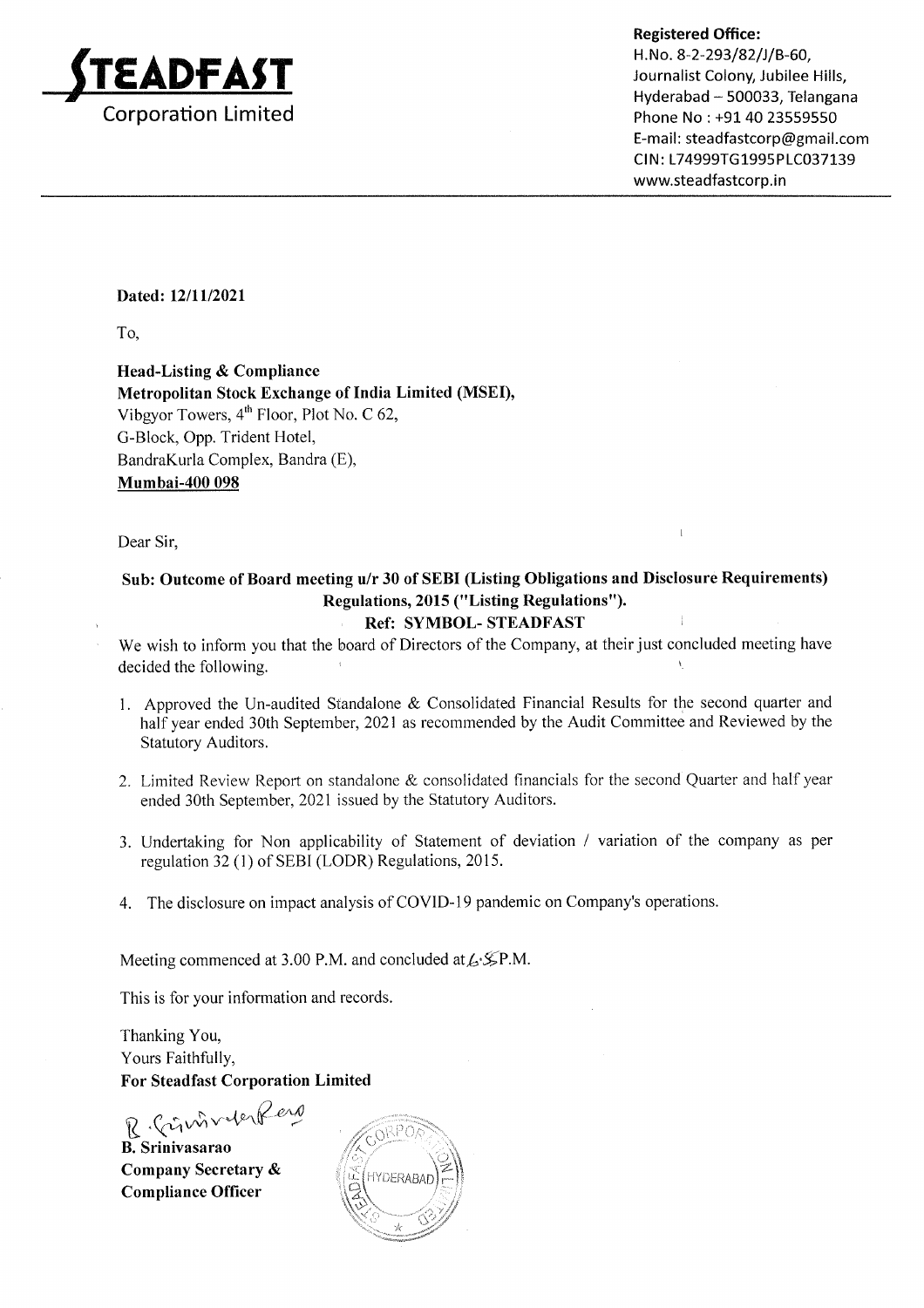**STEADFAST**
**Corporation Limited**

**Registered Office:**
H.No. 8-2-293/82/J/B-60,
Journalist Colony, Jubilee Hills,
Hyderabad – 500033, Telangana
Phone No : +91 40 23559550
E-mail: steadfastcorp@gmail.com
CIN: L74999TG1995PLC037139
www.steadfastcorp.in

**Dated: 12/11/2021**

To,

**Head-Listing & Compliance**
**Metropolitan Stock Exchange of India Limited (MSEI),**
Vibgyor Towers, 4th Floor, Plot No. C 62,
G-Block, Opp. Trident Hotel,
BandraKurla Complex, Bandra (E),
**Mumbai-400 098**

Dear Sir,

**Sub: Outcome of Board meeting u/r 30 of SEBI (Listing Obligations and Disclosure Requirements) Regulations, 2015 ("Listing Regulations").**
**Ref: SYMBOL- STEADFAST**

We wish to inform you that the board of Directors of the Company, at their just concluded meeting have decided the following.

1. Approved the Un-audited Standalone & Consolidated Financial Results for the second quarter and half year ended 30th September, 2021 as recommended by the Audit Committee and Reviewed by the Statutory Auditors.
2. Limited Review Report on standalone & consolidated financials for the second Quarter and half year ended 30th September, 2021 issued by the Statutory Auditors.
3. Undertaking for Non applicability of Statement of deviation / variation of the company as per regulation 32 (1) of SEBI (LODR) Regulations, 2015.
4. The disclosure on impact analysis of COVID-19 pandemic on Company's operations.

Meeting commenced at 3.00 P.M. and concluded at 6.55 P.M.

This is for your information and records.

Thanking You,
Yours Faithfully,
**For Steadfast Corporation Limited**

**B. Srinivasarao**
**Company Secretary &**
**Compliance Officer**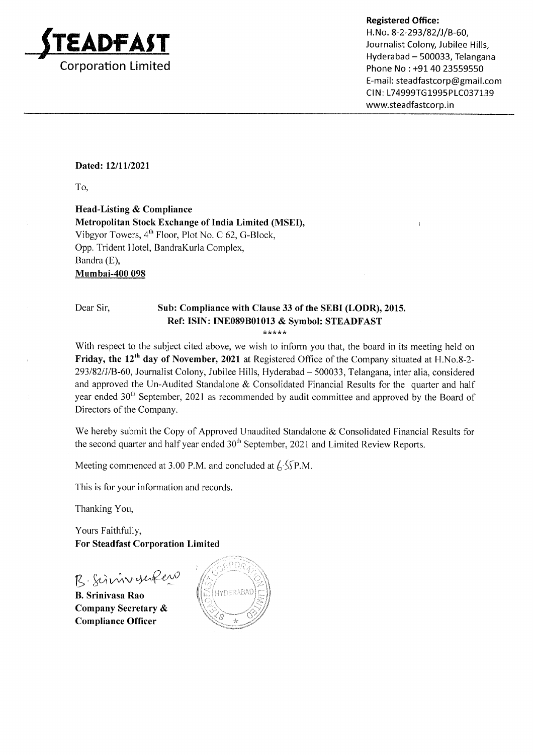**STEADFAST**
Corporation Limited

**Registered Office:**
H.No. 8-2-293/82/J/B-60,
Journalist Colony, Jubilee Hills,
Hyderabad – 500033, Telangana
Phone No : +91 40 23559550
E-mail: steadfastcorp@gmail.com
CIN: L74999TG1995PLC037139
www.steadfastcorp.in

**Dated: 12/11/2021**

To,

**Head-Listing & Compliance**
**Metropolitan Stock Exchange of India Limited (MSEI),**
Vibgyor Towers, 4th Floor, Plot No. C 62, G-Block,
Opp. Trident Hotel, BandraKurla Complex,
Bandra (E),
**Mumbai-400 098**

Dear Sir,

**Sub: Compliance with Clause 33 of the SEBI (LODR), 2015.**
**Ref: ISIN: INE089B01013 & Symbol: STEADFAST**

\*\*\*\*\*

With respect to the subject cited above, we wish to inform you that, the board in its meeting held on **Friday, the 12th day of November, 2021** at Registered Office of the Company situated at H.No.8-2-293/82/J/B-60, Journalist Colony, Jubilee Hills, Hyderabad – 500033, Telangana, inter alia, considered and approved the Un-Audited Standalone & Consolidated Financial Results for the quarter and half year ended 30th September, 2021 as recommended by audit committee and approved by the Board of Directors of the Company.

We hereby submit the Copy of Approved Unaudited Standalone & Consolidated Financial Results for the second quarter and half year ended 30th September, 2021 and Limited Review Reports.

Meeting commenced at 3.00 P.M. and concluded at 6.55 P.M.

This is for your information and records.

Thanking You,

Yours Faithfully,
**For Steadfast Corporation Limited**

**B. Srinivasa Rao**
**Company Secretary &**
**Compliance Officer**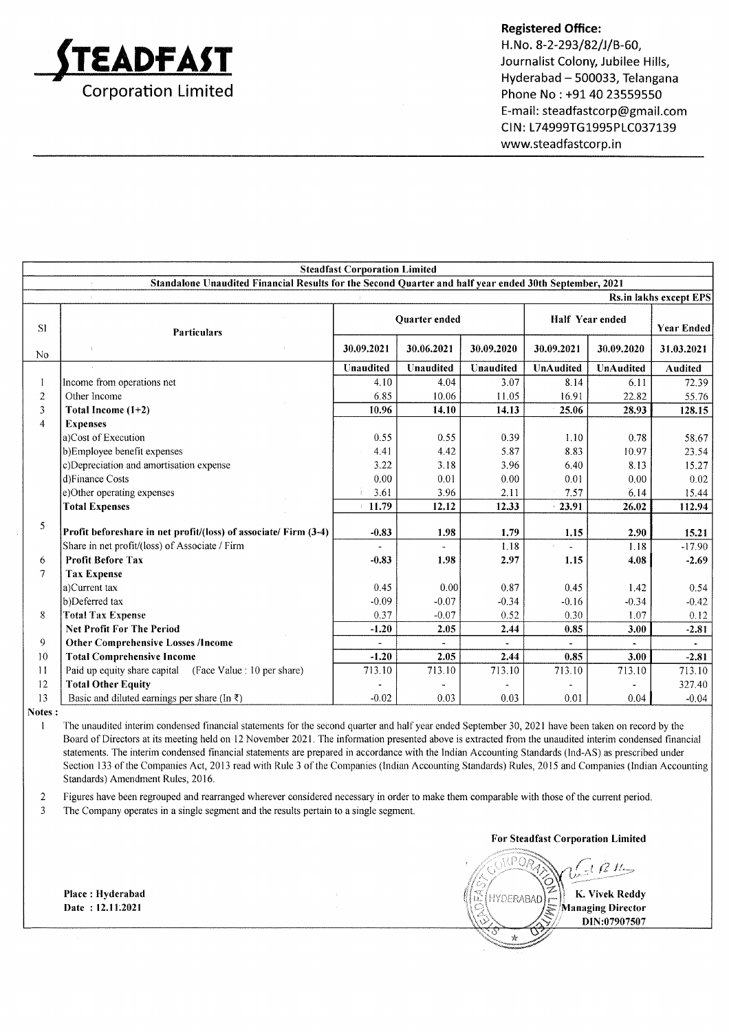# STEADFAST
Corporation Limited

**Registered Office:**
H.No. 8-2-293/82/J/B-60,
Journalist Colony, Jubilee Hills,
Hyderabad – 500033, Telangana
Phone No : +91 40 23559550
E-mail: steadfastcorp@gmail.com
CIN: L74999TG1995PLC037139
www.steadfastcorp.in

**Steadfast Corporation Limited**

**Standalone Unaudited Financial Results for the Second Quarter and half year ended 30th September, 2021**

**Rs.in lakhs except EPS**

| Sl No | Particulars | Quarter ended | | | Half Year ended | | Year Ended |
|---|---|---|---|---|---|---|---|
| | | 30.09.2021 | 30.06.2021 | 30.09.2020 | 30.09.2021 | 30.09.2020 | 31.03.2021 |
| | | Unaudited | Unaudited | Unaudited | UnAudited | UnAudited | Audited |
| 1 | Income from operations net | 4.10 | 4.04 | 3.07 | 8.14 | 6.11 | 72.39 |
| 2 | Other Income | 6.85 | 10.06 | 11.05 | 16.91 | 22.82 | 55.76 |
| 3 | **Total Income (1+2)** | **10.96** | **14.10** | **14.13** | **25.06** | **28.93** | **128.15** |
| 4 | **Expenses** | | | | | | |
| | a)Cost of Execution | 0.55 | 0.55 | 0.39 | 1.10 | 0.78 | 58.67 |
| | b)Employee benefit expenses | 4.41 | 4.42 | 5.87 | 8.83 | 10.97 | 23.54 |
| | c)Depreciation and amortisation expense | 3.22 | 3.18 | 3.96 | 6.40 | 8.13 | 15.27 |
| | d)Finance Costs | 0.00 | 0.01 | 0.00 | 0.01 | 0.00 | 0.02 |
| | e)Other operating expenses | 3.61 | 3.96 | 2.11 | 7.57 | 6.14 | 15.44 |
| | **Total Expenses** | **11.79** | **12.12** | **12.33** | **23.91** | **26.02** | **112.94** |
| 5 | **Profit beforeshare in net profit/(loss) of associate/ Firm (3-4)** | **-0.83** | **1.98** | **1.79** | **1.15** | **2.90** | **15.21** |
| | Share in net profit/(loss) of Associate / Firm | - | - | 1.18 | - | 1.18 | -17.90 |
| 6 | **Profit Before Tax** | **-0.83** | **1.98** | **2.97** | **1.15** | **4.08** | **-2.69** |
| 7 | **Tax Expense** | | | | | | |
| | a)Current tax | 0.45 | 0.00 | 0.87 | 0.45 | 1.42 | 0.54 |
| | b)Deferred tax | -0.09 | -0.07 | -0.34 | -0.16 | -0.34 | -0.42 |
| 8 | **Total Tax Expense** | 0.37 | -0.07 | 0.52 | 0.30 | 1.07 | 0.12 |
| | **Net Profit For The Period** | **-1.20** | **2.05** | **2.44** | **0.85** | **3.00** | **-2.81** |
| 9 | **Other Comprehensive Losses /Income** | - | - | - | - | - | - |
| 10 | **Total Comprehensive Income** | **-1.20** | **2.05** | **2.44** | **0.85** | **3.00** | **-2.81** |
| 11 | Paid up equity share capital (Face Value : 10 per share) | 713.10 | 713.10 | 713.10 | 713.10 | 713.10 | 713.10 |
| 12 | **Total Other Equity** | - | - | - | - | - | 327.40 |
| 13 | Basic and diluted earnings per share (In ₹) | -0.02 | 0.03 | 0.03 | 0.01 | 0.04 | -0.04 |

**Notes :**

1. The unaudited interim condensed financial statements for the second quarter and half year ended September 30, 2021 have been taken on record by the Board of Directors at its meeting held on 12 November 2021. The information presented above is extracted from the unaudited interim condensed financial statements. The interim condensed financial statements are prepared in accordance with the Indian Accounting Standards (Ind-AS) as prescribed under Section 133 of the Companies Act, 2013 read with Rule 3 of the Companies (Indian Accounting Standards) Rules, 2015 and Companies (Indian Accounting Standards) Amendment Rules, 2016.
2. Figures have been regrouped and rearranged wherever considered necessary in order to make them comparable with those of the current period.
3. The Company operates in a single segment and the results pertain to a single segment.

**For Steadfast Corporation Limited**

Place : Hyderabad
Date : 12.11.2021

**K. Vivek Reddy**
**Managing Director**
**DIN:07907507**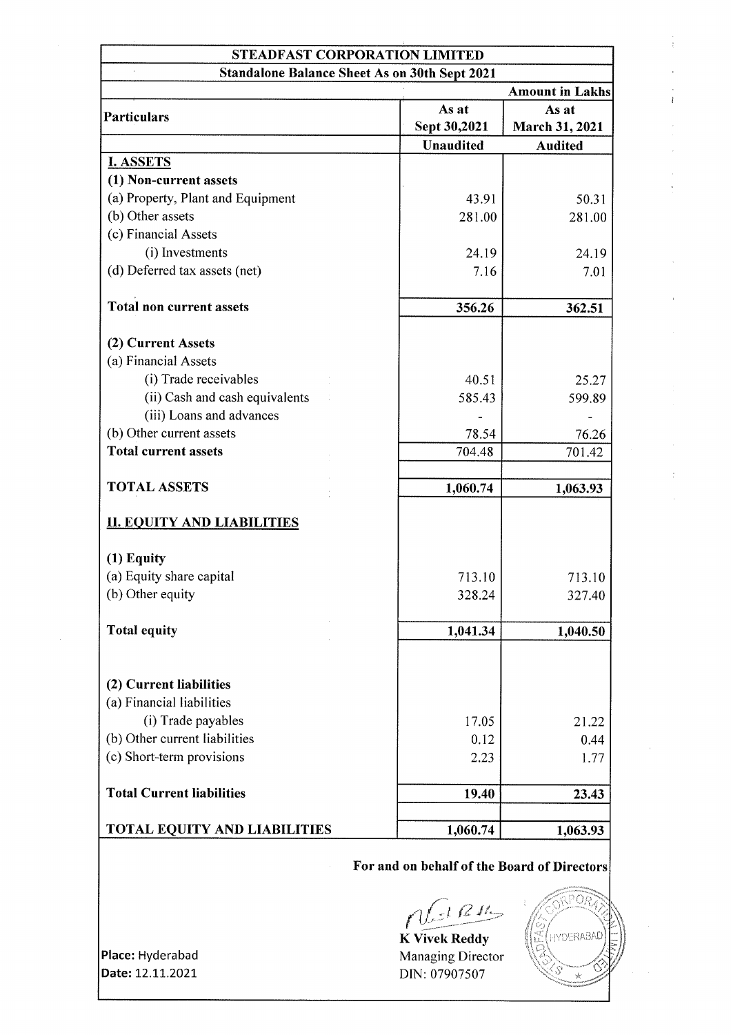# STEADFAST CORPORATION LIMITED

## Standalone Balance Sheet As on 30th Sept 2021

Amount in Lakhs

| Particulars | As at Sept 30,2021 | As at March 31, 2021 |
|---|---|---|
| | **Unaudited** | **Audited** |
| **I. ASSETS** | | |
| **(1) Non-current assets** | | |
| (a) Property, Plant and Equipment | 43.91 | 50.31 |
| (b) Other assets | 281.00 | 281.00 |
| (c) Financial Assets | | |
| (i) Investments | 24.19 | 24.19 |
| (d) Deferred tax assets (net) | 7.16 | 7.01 |
| **Total non current assets** | **356.26** | **362.51** |
| **(2) Current Assets** | | |
| (a) Financial Assets | | |
| (i) Trade receivables | 40.51 | 25.27 |
| (ii) Cash and cash equivalents | 585.43 | 599.89 |
| (iii) Loans and advances | - | - |
| (b) Other current assets | 78.54 | 76.26 |
| **Total current assets** | 704.48 | 701.42 |
| **TOTAL ASSETS** | **1,060.74** | **1,063.93** |
| **II. EQUITY AND LIABILITIES** | | |
| **(1) Equity** | | |
| (a) Equity share capital | 713.10 | 713.10 |
| (b) Other equity | 328.24 | 327.40 |
| **Total equity** | **1,041.34** | **1,040.50** |
| **(2) Current liabilities** | | |
| (a) Financial liabilities | | |
| (i) Trade payables | 17.05 | 21.22 |
| (b) Other current liabilities | 0.12 | 0.44 |
| (c) Short-term provisions | 2.23 | 1.77 |
| **Total Current liabilities** | **19.40** | **23.43** |
| **TOTAL EQUITY AND LIABILITIES** | **1,060.74** | **1,063.93** |

**For and on behalf of the Board of Directors**

**K Vivek Reddy**
Managing Director
DIN: 07907507

**Place:** Hyderabad
**Date:** 12.11.2021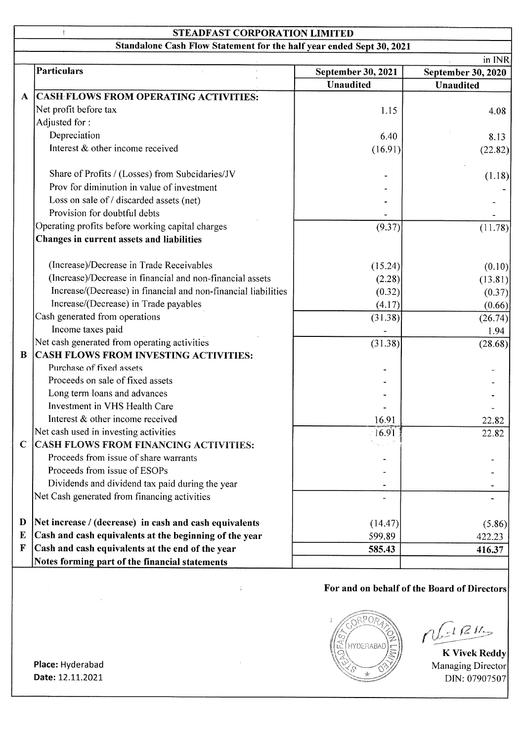# STEADFAST CORPORATION LIMITED

## Standalone Cash Flow Statement for the half year ended Sept 30, 2021

in INR

| | Particulars | September 30, 2021 | September 30, 2020 |
|---|---|---|---|
| | | Unaudited | Unaudited |
| A | **CASH FLOWS FROM OPERATING ACTIVITIES:** | | |
| | Net profit before tax | 1.15 | 4.08 |
| | Adjusted for : | | |
| | Depreciation | 6.40 | 8.13 |
| | Interest & other income received | (16.91) | (22.82) |
| | Share of Profits / (Losses) from Subcidaries/JV | - | (1.18) |
| | Prov for diminution in value of investment | - | - |
| | Loss on sale of / discarded assets (net) | - | - |
| | Provision for doubtful debts | - | - |
| | Operating profits before working capital charges | (9.37) | (11.78) |
| | **Changes in current assets and liabilities** | | |
| | (Increase)/Decrease in Trade Receivables | (15.24) | (0.10) |
| | (Increase)/Decrease in financial and non-financial assets | (2.28) | (13.81) |
| | Increase/(Decrease) in financial and non-financial liabilities | (0.32) | (0.37) |
| | Increase/(Decrease) in Trade payables | (4.17) | (0.66) |
| | Cash generated from operations | (31.38) | (26.74) |
| | Income taxes paid | - | 1.94 |
| | Net cash generated from operating activities | (31.38) | (28.68) |
| B | **CASH FLOWS FROM INVESTING ACTIVITIES:** | | |
| | Purchase of fixed assets | - | - |
| | Proceeds on sale of fixed assets | - | - |
| | Long term loans and advances | - | - |
| | Investment in VHS Health Care | - | - |
| | Interest & other income received | 16.91 | 22.82 |
| | Net cash used in investing activities | 16.91 | 22.82 |
| C | **CASH FLOWS FROM FINANCING ACTIVITIES:** | | |
| | Proceeds from issue of share warrants | - | - |
| | Proceeds from issue of ESOPs | - | - |
| | Dividends and dividend tax paid during the year | - | - |
| | Net Cash generated from financing activities | - | - |
| D | **Net increase / (decrease) in cash and cash equivalents** | (14.47) | (5.86) |
| E | **Cash and cash equivalents at the beginning of the year** | 599.89 | 422.23 |
| F | **Cash and cash equivalents at the end of the year** | **585.43** | **416.37** |
| | **Notes forming part of the financial statements** | | |

**For and on behalf of the Board of Directors**

**K Vivek Reddy**
Managing Director
DIN: 07907507

**Place:** Hyderabad
**Date:** 12.11.2021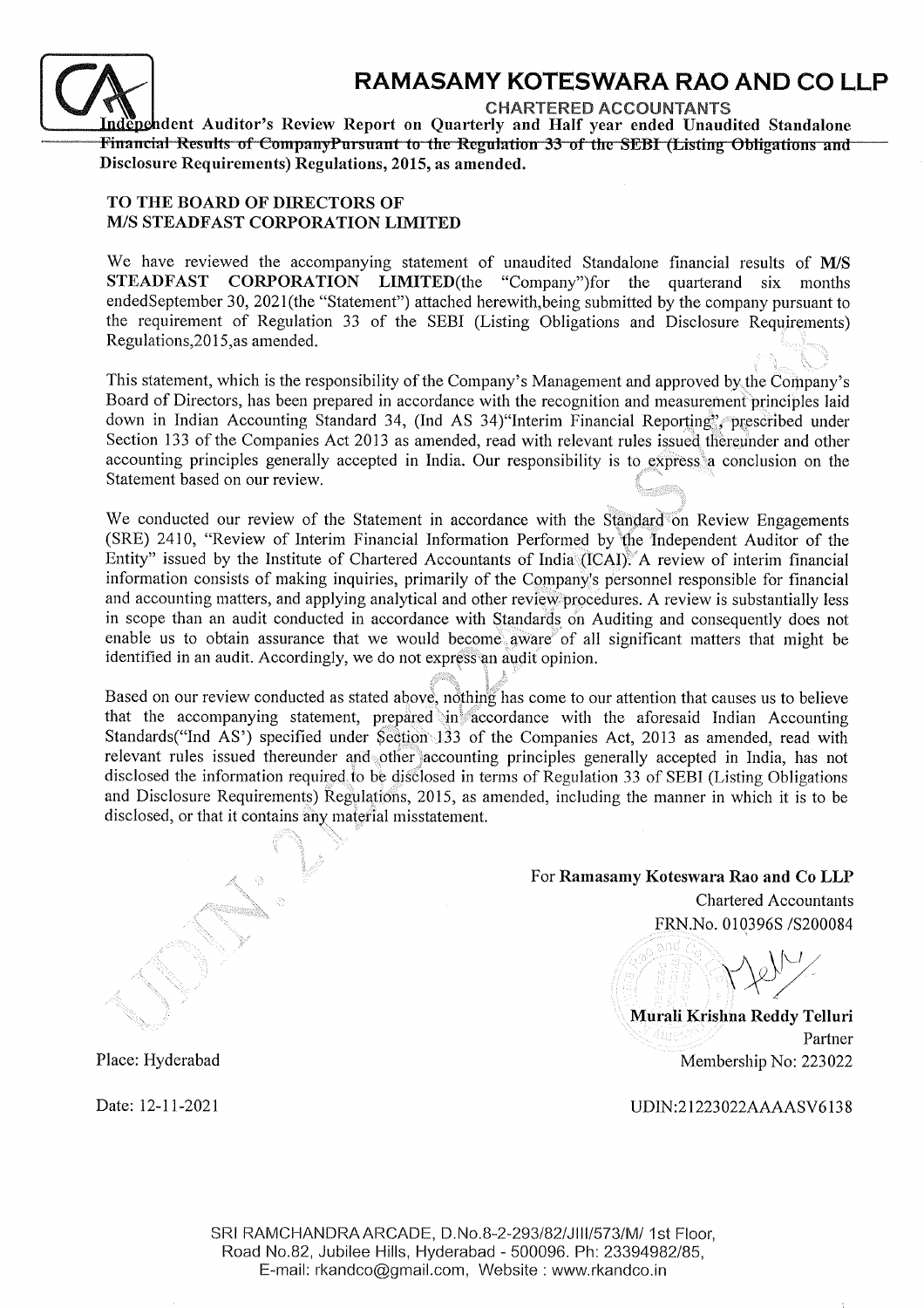# RAMASAMY KOTESWARA RAO AND CO LLP

CHARTERED ACCOUNTANTS

**Independent Auditor's Review Report on Quarterly and Half year ended Unaudited Standalone Financial Results of CompanyPursuant to the Regulation 33 of the SEBI (Listing Obligations and Disclosure Requirements) Regulations, 2015, as amended.**

**TO THE BOARD OF DIRECTORS OF**
**M/S STEADFAST CORPORATION LIMITED**

We have reviewed the accompanying statement of unaudited Standalone financial results of **M/S STEADFAST CORPORATION LIMITED**(the "Company")for the quarterand six months endedSeptember 30, 2021(the "Statement") attached herewith,being submitted by the company pursuant to the requirement of Regulation 33 of the SEBI (Listing Obligations and Disclosure Requirements) Regulations,2015,as amended.

This statement, which is the responsibility of the Company's Management and approved by the Company's Board of Directors, has been prepared in accordance with the recognition and measurement principles laid down in Indian Accounting Standard 34, (Ind AS 34)"Interim Financial Reporting", prescribed under Section 133 of the Companies Act 2013 as amended, read with relevant rules issued thereunder and other accounting principles generally accepted in India. Our responsibility is to express a conclusion on the Statement based on our review.

We conducted our review of the Statement in accordance with the Standard on Review Engagements (SRE) 2410, "Review of Interim Financial Information Performed by the Independent Auditor of the Entity" issued by the Institute of Chartered Accountants of India (ICAI). A review of interim financial information consists of making inquiries, primarily of the Company's personnel responsible for financial and accounting matters, and applying analytical and other review procedures. A review is substantially less in scope than an audit conducted in accordance with Standards on Auditing and consequently does not enable us to obtain assurance that we would become aware of all significant matters that might be identified in an audit. Accordingly, we do not express an audit opinion.

Based on our review conducted as stated above, nothing has come to our attention that causes us to believe that the accompanying statement, prepared in accordance with the aforesaid Indian Accounting Standards("Ind AS') specified under Section 133 of the Companies Act, 2013 as amended, read with relevant rules issued thereunder and other accounting principles generally accepted in India, has not disclosed the information required to be disclosed in terms of Regulation 33 of SEBI (Listing Obligations and Disclosure Requirements) Regulations, 2015, as amended, including the manner in which it is to be disclosed, or that it contains any material misstatement.

For **Ramasamy Koteswara Rao and Co LLP**
Chartered Accountants
FRN.No. 010396S /S200084

**Murali Krishna Reddy Telluri**
Partner
Membership No: 223022

Place: Hyderabad

Date: 12-11-2021

UDIN:21223022AAAASV6138

SRI RAMCHANDRA ARCADE, D.No.8-2-293/82/JIII/573/M/ 1st Floor, Road No.82, Jubilee Hills, Hyderabad - 500096. Ph: 23394982/85, E-mail: rkandco@gmail.com, Website : www.rkandco.in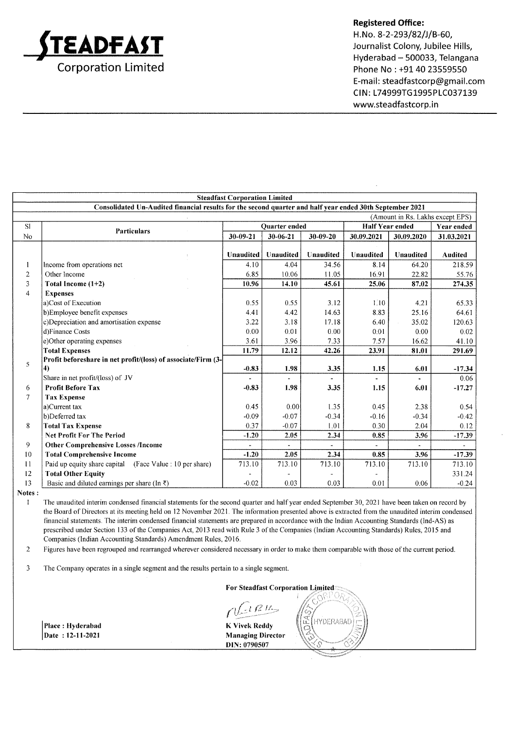# STEADFAST Corporation Limited

**Registered Office:**
H.No. 8-2-293/82/J/B-60,
Journalist Colony, Jubilee Hills,
Hyderabad – 500033, Telangana
Phone No : +91 40 23559550
E-mail: steadfastcorp@gmail.com
CIN: L74999TG1995PLC037139
www.steadfastcorp.in

**Steadfast Corporation Limited**

**Consolidated Un-Audited financial results for the second quarter and half year ended 30th September 2021**

(Amount in Rs. Lakhs except EPS)

| Sl No | Particulars | Quarter ended | | | Half Year ended | | Year ended |
|---|---|---|---|---|---|---|---|
| | | 30-09-21 | 30-06-21 | 30-09-20 | 30.09.2021 | 30.09.2020 | 31.03.2021 |
| | | Unaudited | Unaudited | Unaudited | Unaudited | Unaudited | Audited |
| 1 | Income from operations net | 4.10 | 4.04 | 34.56 | 8.14 | 64.20 | 218.59 |
| 2 | Other Income | 6.85 | 10.06 | 11.05 | 16.91 | 22.82 | 55.76 |
| 3 | **Total Income (1+2)** | **10.96** | **14.10** | **45.61** | **25.06** | **87.02** | **274.35** |
| 4 | **Expenses** | | | | | | |
| | a)Cost of Execution | 0.55 | 0.55 | 3.12 | 1.10 | 4.21 | 65.33 |
| | b)Employee benefit expenses | 4.41 | 4.42 | 14.63 | 8.83 | 25.16 | 64.61 |
| | c)Depreciation and amortisation expense | 3.22 | 3.18 | 17.18 | 6.40 | 35.02 | 120.63 |
| | d)Finance Costs | 0.00 | 0.01 | 0.00 | 0.01 | 0.00 | 0.02 |
| | e)Other operating expenses | 3.61 | 3.96 | 7.33 | 7.57 | 16.62 | 41.10 |
| | **Total Expenses** | **11.79** | **12.12** | **42.26** | **23.91** | **81.01** | **291.69** |
| 5 | **Profit beforeshare in net profit/(loss) of associate/Firm (3-4)** | **-0.83** | **1.98** | **3.35** | **1.15** | **6.01** | **-17.34** |
| | Share in net profit/(loss) of JV | - | - | - | - | - | 0.06 |
| 6 | **Profit Before Tax** | **-0.83** | **1.98** | **3.35** | **1.15** | **6.01** | **-17.27** |
| 7 | **Tax Expense** | | | | | | |
| | a)Current tax | 0.45 | 0.00 | 1.35 | 0.45 | 2.38 | 0.54 |
| | b)Deferred tax | -0.09 | -0.07 | -0.34 | -0.16 | -0.34 | -0.42 |
| 8 | **Total Tax Expense** | 0.37 | -0.07 | 1.01 | 0.30 | 2.04 | 0.12 |
| | **Net Profit For The Period** | **-1.20** | **2.05** | **2.34** | **0.85** | **3.96** | **-17.39** |
| 9 | **Other Comprehensive Losses /Income** | - | - | - | - | - | - |
| 10 | **Total Comprehensive Income** | **-1.20** | **2.05** | **2.34** | **0.85** | **3.96** | **-17.39** |
| 11 | Paid up equity share capital (Face Value : 10 per share) | 713.10 | 713.10 | 713.10 | 713.10 | 713.10 | 713.10 |
| 12 | **Total Other Equity** | - | - | - | - | | 331.24 |
| 13 | Basic and diluted earnings per share (In ₹) | -0.02 | 0.03 | 0.03 | 0.01 | 0.06 | -0.24 |

**Notes :**

1. The unaudited interim condensed financial statements for the second quarter and half year ended September 30, 2021 have been taken on record by the Board of Directors at its meeting held on 12 November 2021. The information presented above is extracted from the unaudited interim condensed financial statements. The interim condensed financial statements are prepared in accordance with the Indian Accounting Standards (Ind-AS) as prescribed under Section 133 of the Companies Act, 2013 read with Rule 3 of the Companies (Indian Accounting Standards) Rules, 2015 and Companies (Indian Accounting Standards) Amendment Rules, 2016.
2. Figures have been regrouped and rearranged wherever considered necessary in order to make them comparable with those of the current period.
3. The Company operates in a single segment and the results pertain to a single segment.

**For Steadfast Corporation Limited**

**Place : Hyderabad**
**Date : 12-11-2021**

**K Vivek Reddy**
**Managing Director**
**DIN: 0790507**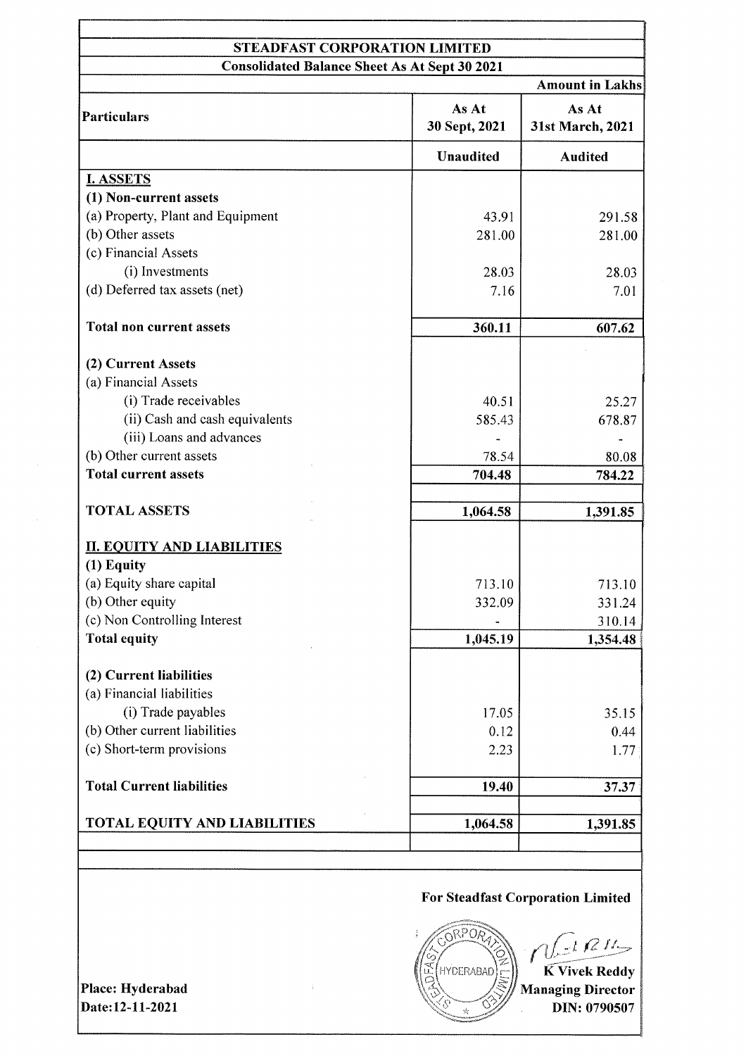# STEADFAST CORPORATION LIMITED

## Consolidated Balance Sheet As At Sept 30 2021

**Amount in Lakhs**

| Particulars | As At 30 Sept, 2021 | As At 31st March, 2021 |
|---|---|---|
| | **Unaudited** | **Audited** |
| **I. ASSETS** | | |
| **(1) Non-current assets** | | |
| (a) Property, Plant and Equipment | 43.91 | 291.58 |
| (b) Other assets | 281.00 | 281.00 |
| (c) Financial Assets | | |
| (i) Investments | 28.03 | 28.03 |
| (d) Deferred tax assets (net) | 7.16 | 7.01 |
| **Total non current assets** | **360.11** | **607.62** |
| **(2) Current Assets** | | |
| (a) Financial Assets | | |
| (i) Trade receivables | 40.51 | 25.27 |
| (ii) Cash and cash equivalents | 585.43 | 678.87 |
| (iii) Loans and advances | - | - |
| (b) Other current assets | 78.54 | 80.08 |
| **Total current assets** | **704.48** | **784.22** |
| **TOTAL ASSETS** | **1,064.58** | **1,391.85** |
| **II. EQUITY AND LIABILITIES** | | |
| **(1) Equity** | | |
| (a) Equity share capital | 713.10 | 713.10 |
| (b) Other equity | 332.09 | 331.24 |
| (c) Non Controlling Interest | - | 310.14 |
| **Total equity** | **1,045.19** | **1,354.48** |
| **(2) Current liabilities** | | |
| (a) Financial liabilities | | |
| (i) Trade payables | 17.05 | 35.15 |
| (b) Other current liabilities | 0.12 | 0.44 |
| (c) Short-term provisions | 2.23 | 1.77 |
| **Total Current liabilities** | **19.40** | **37.37** |
| **TOTAL EQUITY AND LIABILITIES** | **1,064.58** | **1,391.85** |

**For Steadfast Corporation Limited**

**K Vivek Reddy**
**Managing Director**
**DIN: 0790507**

**Place: Hyderabad**
**Date:12-11-2021**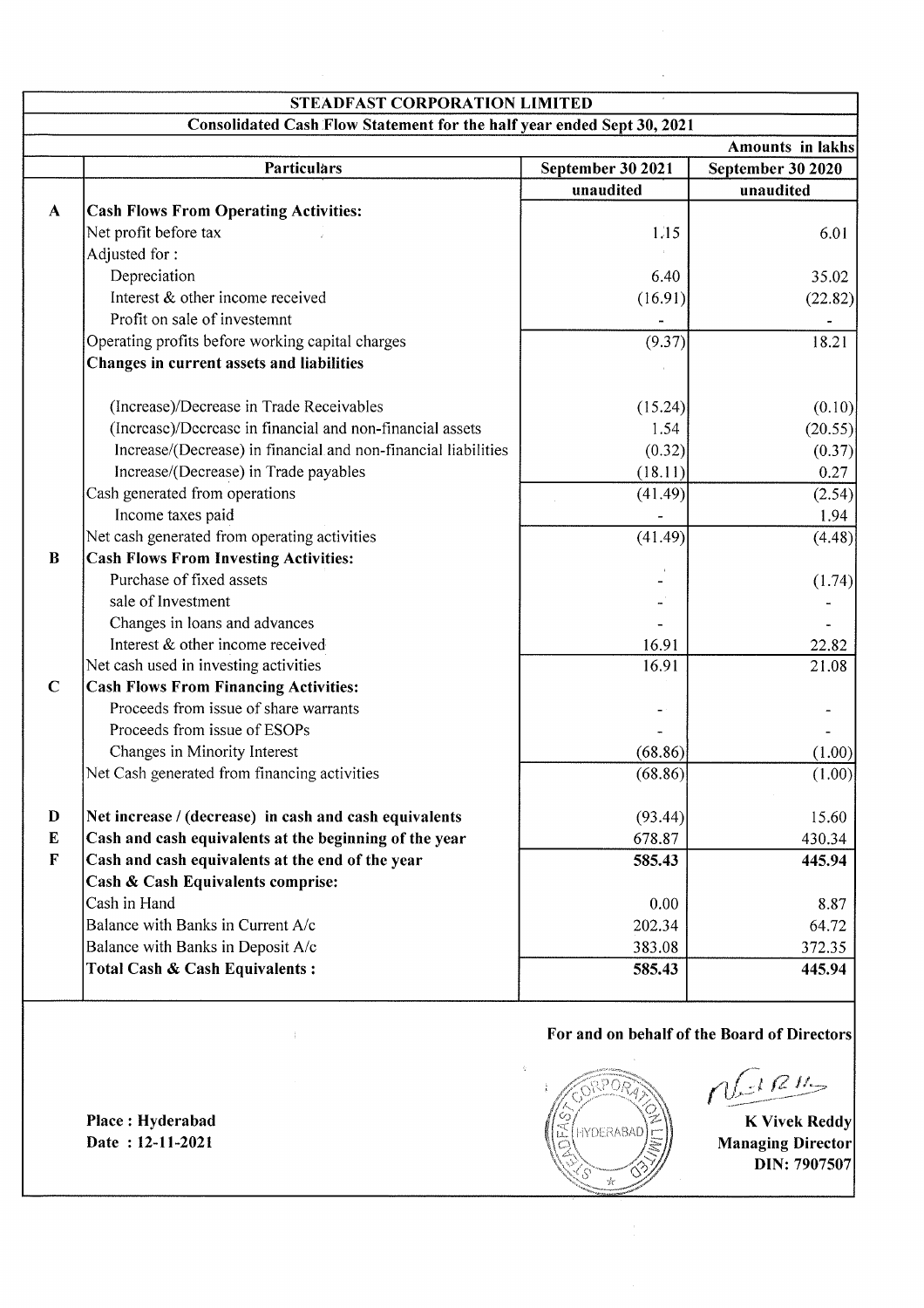# STEADFAST CORPORATION LIMITED

## Consolidated Cash Flow Statement for the half year ended Sept 30, 2021

Amounts in lakhs

| | Particulars | September 30 2021 | September 30 2020 |
|---|---|---|---|
| | | unaudited | unaudited |
| A | **Cash Flows From Operating Activities:** | | |
| | Net profit before tax | 1.15 | 6.01 |
| | Adjusted for : | | |
| | Depreciation | 6.40 | 35.02 |
| | Interest & other income received | (16.91) | (22.82) |
| | Profit on sale of investemnt | - | - |
| | Operating profits before working capital charges | (9.37) | 18.21 |
| | **Changes in current assets and liabilities** | | |
| | (Increase)/Decrease in Trade Receivables | (15.24) | (0.10) |
| | (Increase)/Decrease in financial and non-financial assets | 1.54 | (20.55) |
| | Increase/(Decrease) in financial and non-financial liabilities | (0.32) | (0.37) |
| | Increase/(Decrease) in Trade payables | (18.11) | 0.27 |
| | Cash generated from operations | (41.49) | (2.54) |
| | Income taxes paid | - | 1.94 |
| | Net cash generated from operating activities | (41.49) | (4.48) |
| B | **Cash Flows From Investing Activities:** | | |
| | Purchase of fixed assets | - | (1.74) |
| | sale of Investment | - | - |
| | Changes in loans and advances | - | - |
| | Interest & other income received | 16.91 | 22.82 |
| | Net cash used in investing activities | 16.91 | 21.08 |
| C | **Cash Flows From Financing Activities:** | | |
| | Proceeds from issue of share warrants | - | - |
| | Proceeds from issue of ESOPs | - | - |
| | Changes in Minority Interest | (68.86) | (1.00) |
| | Net Cash generated from financing activities | (68.86) | (1.00) |
| D | **Net increase / (decrease) in cash and cash equivalents** | (93.44) | 15.60 |
| E | **Cash and cash equivalents at the beginning of the year** | 678.87 | 430.34 |
| F | **Cash and cash equivalents at the end of the year** | **585.43** | **445.94** |
| | **Cash & Cash Equivalents comprise:** | | |
| | Cash in Hand | 0.00 | 8.87 |
| | Balance with Banks in Current A/c | 202.34 | 64.72 |
| | Balance with Banks in Deposit A/c | 383.08 | 372.35 |
| | **Total Cash & Cash Equivalents :** | **585.43** | **445.94** |

**For and on behalf of the Board of Directors**

**Place : Hyderabad**
**Date : 12-11-2021**

**K Vivek Reddy**
**Managing Director**
**DIN: 7907507**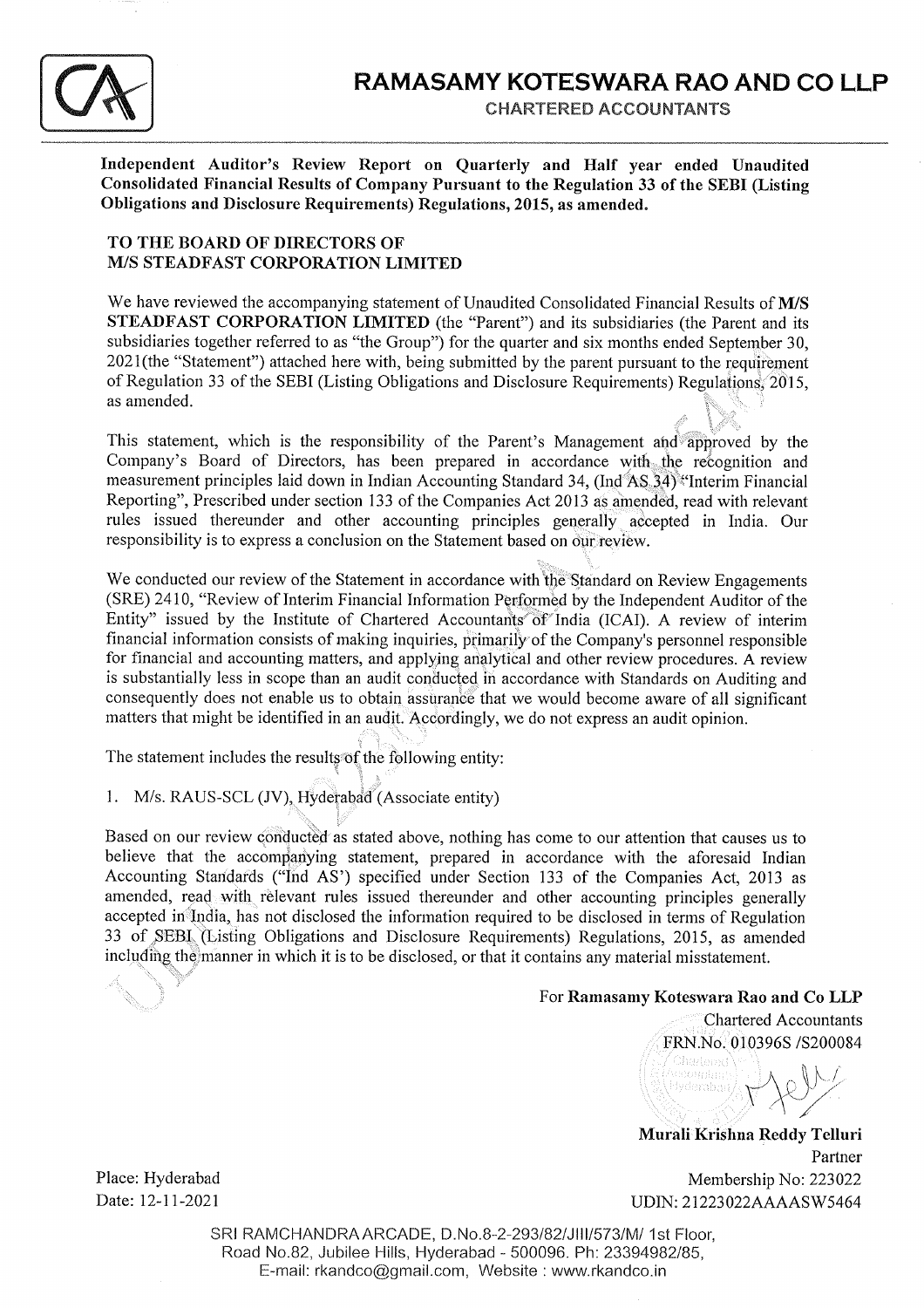# RAMASAMY KOTESWARA RAO AND CO LLP

CHARTERED ACCOUNTANTS

**Independent Auditor's Review Report on Quarterly and Half year ended Unaudited Consolidated Financial Results of Company Pursuant to the Regulation 33 of the SEBI (Listing Obligations and Disclosure Requirements) Regulations, 2015, as amended.**

**TO THE BOARD OF DIRECTORS OF**
**M/S STEADFAST CORPORATION LIMITED**

We have reviewed the accompanying statement of Unaudited Consolidated Financial Results of **M/S STEADFAST CORPORATION LIMITED** (the "Parent") and its subsidiaries (the Parent and its subsidiaries together referred to as "the Group") for the quarter and six months ended September 30, 2021(the "Statement") attached here with, being submitted by the parent pursuant to the requirement of Regulation 33 of the SEBI (Listing Obligations and Disclosure Requirements) Regulations, 2015, as amended.

This statement, which is the responsibility of the Parent's Management and approved by the Company's Board of Directors, has been prepared in accordance with the recognition and measurement principles laid down in Indian Accounting Standard 34, (Ind AS 34) "Interim Financial Reporting", Prescribed under section 133 of the Companies Act 2013 as amended, read with relevant rules issued thereunder and other accounting principles generally accepted in India. Our responsibility is to express a conclusion on the Statement based on our review.

We conducted our review of the Statement in accordance with the Standard on Review Engagements (SRE) 2410, "Review of Interim Financial Information Performed by the Independent Auditor of the Entity" issued by the Institute of Chartered Accountants of India (ICAI). A review of interim financial information consists of making inquiries, primarily of the Company's personnel responsible for financial and accounting matters, and applying analytical and other review procedures. A review is substantially less in scope than an audit conducted in accordance with Standards on Auditing and consequently does not enable us to obtain assurance that we would become aware of all significant matters that might be identified in an audit. Accordingly, we do not express an audit opinion.

The statement includes the results of the following entity:

1. M/s. RAUS-SCL (JV), Hyderabad (Associate entity)

Based on our review conducted as stated above, nothing has come to our attention that causes us to believe that the accompanying statement, prepared in accordance with the aforesaid Indian Accounting Standards ("Ind AS') specified under Section 133 of the Companies Act, 2013 as amended, read with relevant rules issued thereunder and other accounting principles generally accepted in India, has not disclosed the information required to be disclosed in terms of Regulation 33 of SEBI (Listing Obligations and Disclosure Requirements) Regulations, 2015, as amended including the manner in which it is to be disclosed, or that it contains any material misstatement.

For **Ramasamy Koteswara Rao and Co LLP**
Chartered Accountants
FRN.No. 010396S /S200084

**Murali Krishna Reddy Telluri**
Partner
Membership No: 223022
UDIN: 21223022AAAASW5464

Place: Hyderabad
Date: 12-11-2021

SRI RAMCHANDRA ARCADE, D.No.8-2-293/82/JIII/573/M/ 1st Floor, Road No.82, Jubilee Hills, Hyderabad - 500096. Ph: 23394982/85, E-mail: rkandco@gmail.com, Website : www.rkandco.in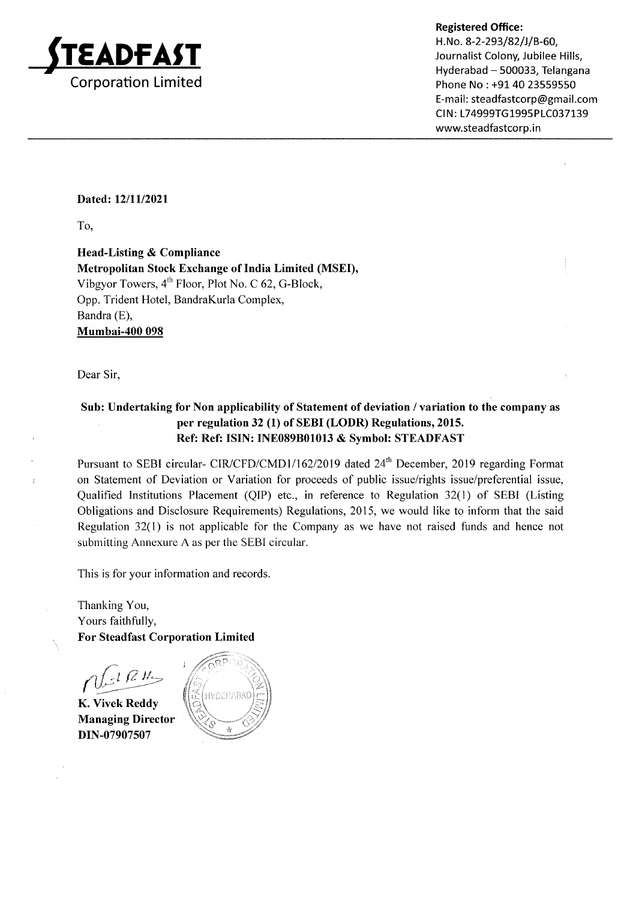**STEADFAST**
Corporation Limited

**Registered Office:**
H.No. 8-2-293/82/J/B-60,
Journalist Colony, Jubilee Hills,
Hyderabad – 500033, Telangana
Phone No : +91 40 23559550
E-mail: steadfastcorp@gmail.com
CIN: L74999TG1995PLC037139
www.steadfastcorp.in

**Dated: 12/11/2021**

To,

**Head-Listing & Compliance**
**Metropolitan Stock Exchange of India Limited (MSEI),**
Vibgyor Towers, 4th Floor, Plot No. C 62, G-Block,
Opp. Trident Hotel, BandraKurla Complex,
Bandra (E),
**Mumbai-400 098**

Dear Sir,

**Sub: Undertaking for Non applicability of Statement of deviation / variation to the company as per regulation 32 (1) of SEBI (LODR) Regulations, 2015.**
**Ref: Ref: ISIN: INE089B01013 & Symbol: STEADFAST**

Pursuant to SEBI circular- CIR/CFD/CMD1/162/2019 dated 24th December, 2019 regarding Format on Statement of Deviation or Variation for proceeds of public issue/rights issue/preferential issue, Qualified Institutions Placement (QIP) etc., in reference to Regulation 32(1) of SEBI (Listing Obligations and Disclosure Requirements) Regulations, 2015, we would like to inform that the said Regulation 32(1) is not applicable for the Company as we have not raised funds and hence not submitting Annexure A as per the SEBI circular.

This is for your information and records.

Thanking You,
Yours faithfully,
**For Steadfast Corporation Limited**

**K. Vivek Reddy**
**Managing Director**
**DIN-07907507**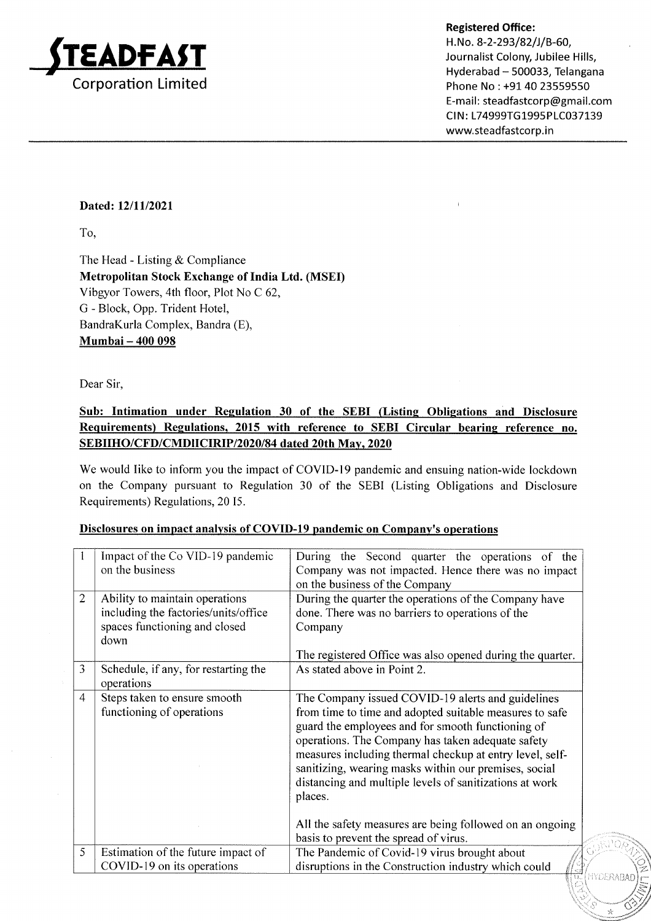**STEADFAST Corporation Limited**

**Registered Office:**
H.No. 8-2-293/82/J/B-60,
Journalist Colony, Jubilee Hills,
Hyderabad – 500033, Telangana
Phone No : +91 40 23559550
E-mail: steadfastcorp@gmail.com
CIN: L74999TG1995PLC037139
www.steadfastcorp.in

**Dated: 12/11/2021**

To,

The Head - Listing & Compliance
**Metropolitan Stock Exchange of India Ltd. (MSEI)**
Vibgyor Towers, 4th floor, Plot No C 62,
G - Block, Opp. Trident Hotel,
BandraKurla Complex, Bandra (E),
**Mumbai – 400 098**

Dear Sir,

**Sub: Intimation under Regulation 30 of the SEBI (Listing Obligations and Disclosure Requirements) Regulations, 2015 with reference to SEBI Circular bearing reference no. SEBIIHO/CFD/CMDIICIRIP/2020/84 dated 20th May, 2020**

We would like to inform you the impact of COVID-19 pandemic and ensuing nation-wide lockdown on the Company pursuant to Regulation 30 of the SEBI (Listing Obligations and Disclosure Requirements) Regulations, 20 15.

**Disclosures on impact analysis of COVID-19 pandemic on Company's operations**

| | | |
|---|---|---|
| 1 | Impact of the Co VID-19 pandemic on the business | During the Second quarter the operations of the Company was not impacted. Hence there was no impact on the business of the Company |
| 2 | Ability to maintain operations including the factories/units/office spaces functioning and closed down | During the quarter the operations of the Company have done. There was no barriers to operations of the Company<br><br>The registered Office was also opened during the quarter. |
| 3 | Schedule, if any, for restarting the operations | As stated above in Point 2. |
| 4 | Steps taken to ensure smooth functioning of operations | The Company issued COVID-19 alerts and guidelines from time to time and adopted suitable measures to safe guard the employees and for smooth functioning of operations. The Company has taken adequate safety measures including thermal checkup at entry level, self-sanitizing, wearing masks within our premises, social distancing and multiple levels of sanitizations at work places.<br><br>All the safety measures are being followed on an ongoing basis to prevent the spread of virus. |
| 5 | Estimation of the future impact of COVID-19 on its operations | The Pandemic of Covid-19 virus brought about disruptions in the Construction industry which could |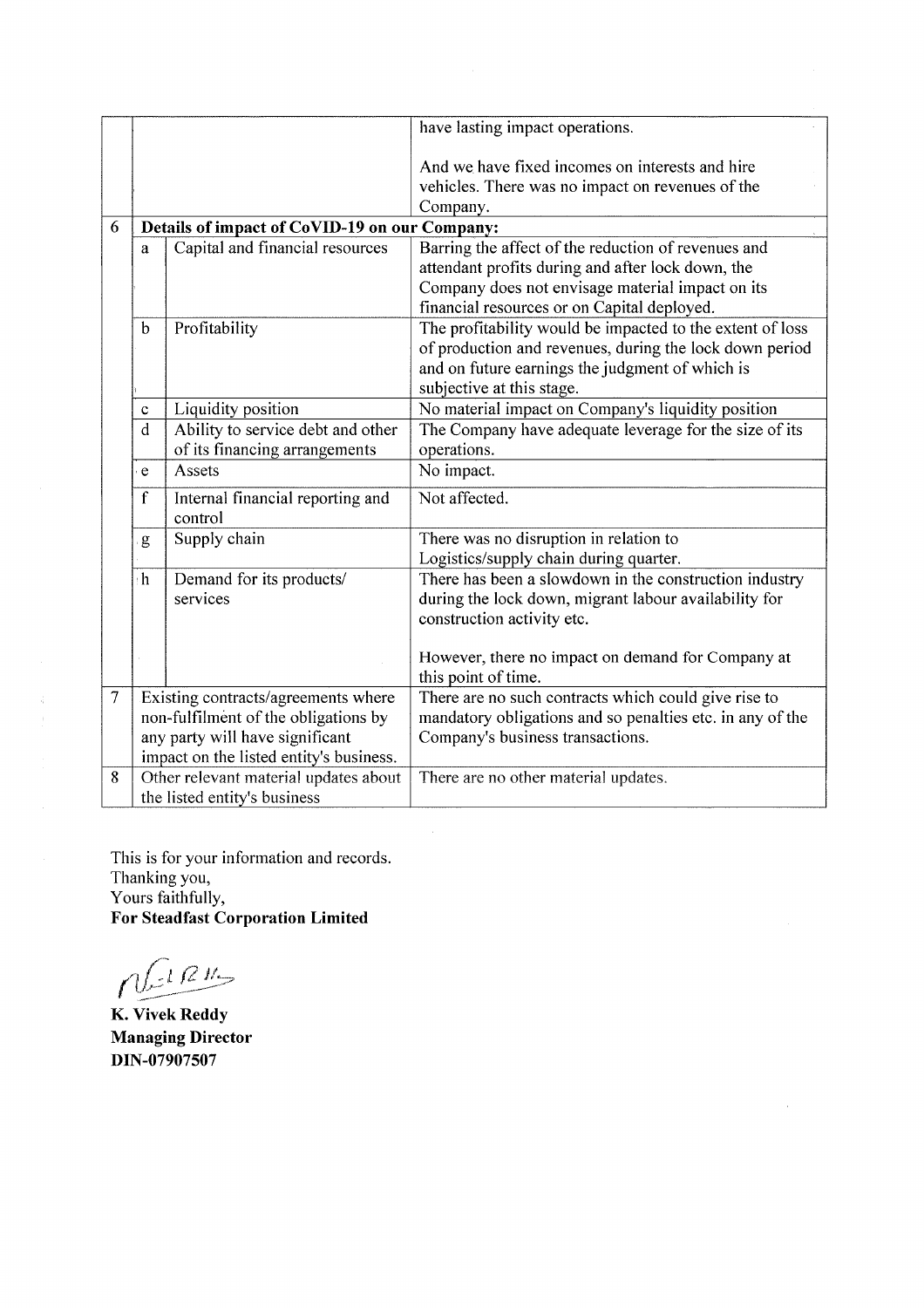| | | | |
|---|---|---|---|
| | | | have lasting impact operations.<br><br>And we have fixed incomes on interests and hire vehicles. There was no impact on revenues of the Company. |
| 6 | **Details of impact of CoVID-19 on our Company:** | | |
| | a | Capital and financial resources | Barring the affect of the reduction of revenues and attendant profits during and after lock down, the Company does not envisage material impact on its financial resources or on Capital deployed. |
| | b | Profitability | The profitability would be impacted to the extent of loss of production and revenues, during the lock down period and on future earnings the judgment of which is subjective at this stage. |
| | c | Liquidity position | No material impact on Company's liquidity position |
| | d | Ability to service debt and other of its financing arrangements | The Company have adequate leverage for the size of its operations. |
| | e | Assets | No impact. |
| | f | Internal financial reporting and control | Not affected. |
| | g | Supply chain | There was no disruption in relation to Logistics/supply chain during quarter. |
| | h | Demand for its products/ services | There has been a slowdown in the construction industry during the lock down, migrant labour availability for construction activity etc.<br><br>However, there no impact on demand for Company at this point of time. |
| 7 | Existing contracts/agreements where non-fulfilment of the obligations by any party will have significant impact on the listed entity's business. | | There are no such contracts which could give rise to mandatory obligations and so penalties etc. in any of the Company's business transactions. |
| 8 | Other relevant material updates about the listed entity's business | | There are no other material updates. |

This is for your information and records.
Thanking you,
Yours faithfully,
**For Steadfast Corporation Limited**

**K. Vivek Reddy**
**Managing Director**
**DIN-07907507**